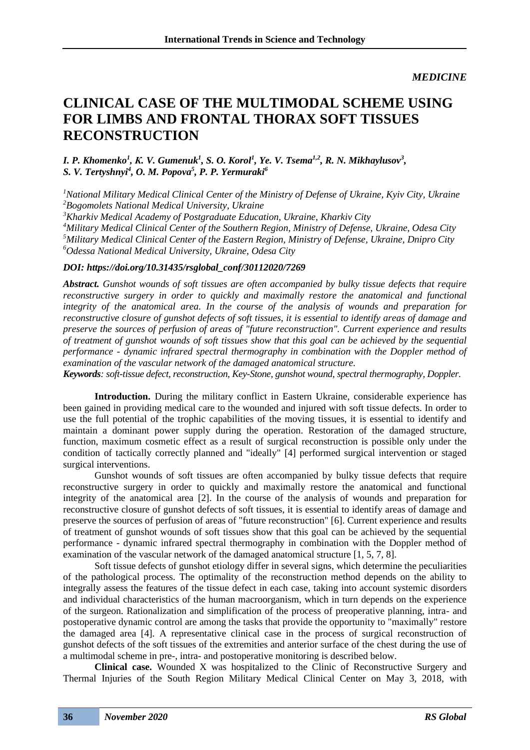*MEDICINE*

# CLINICAL CASE OF THE MULTIMODAL SCHEME USING FOR LIMBS AND FRONTAL THORAX SOFT TISSUES RECONSTRUCTION

***I. P. Khomenko[1], K. V. Gumenuk[1], S. O. Korol[1], Ye. V. Tsema[1,2], R. N. Mikhaylusov[3], S. V. Tertyshnyi[4], O. M. Popova[5], P. P. Yermuraki[6]***

*[1]National Military Medical Clinical Center of the Ministry of Defense of Ukraine, Kyiv City, Ukraine*
*[2]Bogomolets National Medical University, Ukraine*
*[3]Kharkiv Medical Academy of Postgraduate Education, Ukraine, Kharkiv City*
*[4]Military Medical Clinical Center of the Southern Region, Ministry of Defense, Ukraine, Odesa City*
*[5]Military Medical Clinical Center of the Eastern Region, Ministry of Defense, Ukraine, Dnipro City*
*[6]Odessa National Medical University, Ukraine, Odesa City*

***DOI: https://doi.org/10.31435/rsglobal_conf/30112020/7269***

***Abstract.*** *Gunshot wounds of soft tissues are often accompanied by bulky tissue defects that require reconstructive surgery in order to quickly and maximally restore the anatomical and functional integrity of the anatomical area. In the course of the analysis of wounds and preparation for reconstructive closure of gunshot defects of soft tissues, it is essential to identify areas of damage and preserve the sources of perfusion of areas of "future reconstruction". Current experience and results of treatment of gunshot wounds of soft tissues show that this goal can be achieved by the sequential performance - dynamic infrared spectral thermography in combination with the Doppler method of examination of the vascular network of the damaged anatomical structure.*

***Keywords****: soft-tissue defect, reconstruction, Key-Stone, gunshot wound, spectral thermography, Doppler.*

**Introduction.** During the military conflict in Eastern Ukraine, considerable experience has been gained in providing medical care to the wounded and injured with soft tissue defects. In order to use the full potential of the trophic capabilities of the moving tissues, it is essential to identify and maintain a dominant power supply during the operation. Restoration of the damaged structure, function, maximum cosmetic effect as a result of surgical reconstruction is possible only under the condition of tactically correctly planned and "ideally" [4] performed surgical intervention or staged surgical interventions.

Gunshot wounds of soft tissues are often accompanied by bulky tissue defects that require reconstructive surgery in order to quickly and maximally restore the anatomical and functional integrity of the anatomical area [2]. In the course of the analysis of wounds and preparation for reconstructive closure of gunshot defects of soft tissues, it is essential to identify areas of damage and preserve the sources of perfusion of areas of "future reconstruction" [6]. Current experience and results of treatment of gunshot wounds of soft tissues show that this goal can be achieved by the sequential performance - dynamic infrared spectral thermography in combination with the Doppler method of examination of the vascular network of the damaged anatomical structure [1, 5, 7, 8].

Soft tissue defects of gunshot etiology differ in several signs, which determine the peculiarities of the pathological process. The optimality of the reconstruction method depends on the ability to integrally assess the features of the tissue defect in each case, taking into account systemic disorders and individual characteristics of the human macroorganism, which in turn depends on the experience of the surgeon. Rationalization and simplification of the process of preoperative planning, intra- and postoperative dynamic control are among the tasks that provide the opportunity to "maximally" restore the damaged area [4]. A representative clinical case in the process of surgical reconstruction of gunshot defects of the soft tissues of the extremities and anterior surface of the chest during the use of a multimodal scheme in pre-, intra- and postoperative monitoring is described below.

**Clinical case.** Wounded X was hospitalized to the Clinic of Reconstructive Surgery and Thermal Injuries of the South Region Military Medical Clinical Center on May 3, 2018, with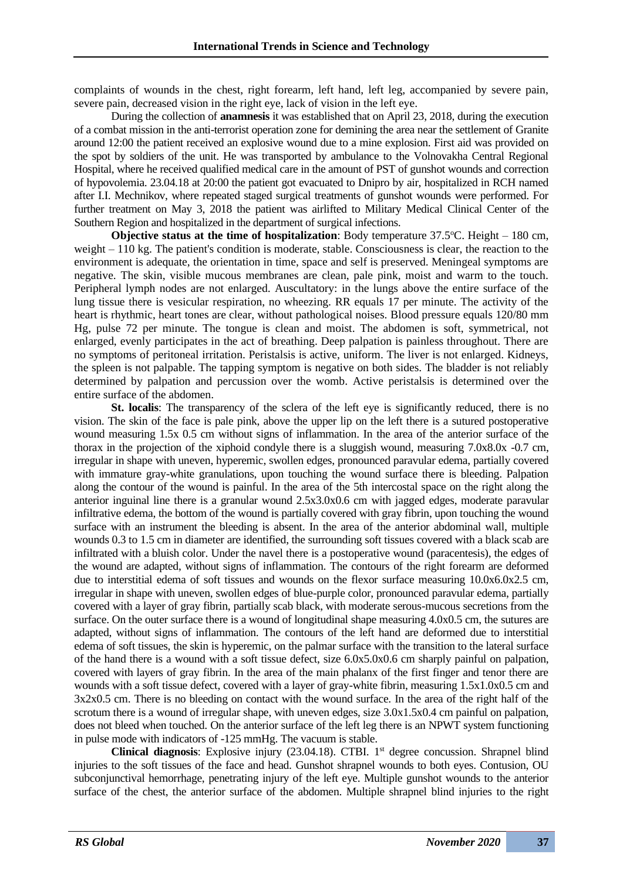complaints of wounds in the chest, right forearm, left hand, left leg, accompanied by severe pain, severe pain, decreased vision in the right eye, lack of vision in the left eye.

During the collection of **anamnesis** it was established that on April 23, 2018, during the execution of a combat mission in the anti-terrorist operation zone for demining the area near the settlement of Granite around 12:00 the patient received an explosive wound due to a mine explosion. First aid was provided on the spot by soldiers of the unit. He was transported by ambulance to the Volnovakha Central Regional Hospital, where he received qualified medical care in the amount of PST of gunshot wounds and correction of hypovolemia. 23.04.18 at 20:00 the patient got evacuated to Dnipro by air, hospitalized in RCH named after I.I. Mechnikov, where repeated staged surgical treatments of gunshot wounds were performed. For further treatment on May 3, 2018 the patient was airlifted to Military Medical Clinical Center of the Southern Region and hospitalized in the department of surgical infections.

**Objective status at the time of hospitalization**: Body temperature 37.5°C. Height – 180 cm, weight – 110 kg. The patient's condition is moderate, stable. Consciousness is clear, the reaction to the environment is adequate, the orientation in time, space and self is preserved. Meningeal symptoms are negative. The skin, visible mucous membranes are clean, pale pink, moist and warm to the touch. Peripheral lymph nodes are not enlarged. Auscultatory: in the lungs above the entire surface of the lung tissue there is vesicular respiration, no wheezing. RR equals 17 per minute. The activity of the heart is rhythmic, heart tones are clear, without pathological noises. Blood pressure equals 120/80 mm Hg, pulse 72 per minute. The tongue is clean and moist. The abdomen is soft, symmetrical, not enlarged, evenly participates in the act of breathing. Deep palpation is painless throughout. There are no symptoms of peritoneal irritation. Peristalsis is active, uniform. The liver is not enlarged. Kidneys, the spleen is not palpable. The tapping symptom is negative on both sides. The bladder is not reliably determined by palpation and percussion over the womb. Active peristalsis is determined over the entire surface of the abdomen.

**St. localis**: The transparency of the sclera of the left eye is significantly reduced, there is no vision. The skin of the face is pale pink, above the upper lip on the left there is a sutured postoperative wound measuring 1.5x 0.5 cm without signs of inflammation. In the area of the anterior surface of the thorax in the projection of the xiphoid condyle there is a sluggish wound, measuring 7.0x8.0x -0.7 cm, irregular in shape with uneven, hyperemic, swollen edges, pronounced paravular edema, partially covered with immature gray-white granulations, upon touching the wound surface there is bleeding. Palpation along the contour of the wound is painful. In the area of the 5th intercostal space on the right along the anterior inguinal line there is a granular wound 2.5x3.0x0.6 cm with jagged edges, moderate paravular infiltrative edema, the bottom of the wound is partially covered with gray fibrin, upon touching the wound surface with an instrument the bleeding is absent. In the area of the anterior abdominal wall, multiple wounds 0.3 to 1.5 cm in diameter are identified, the surrounding soft tissues covered with a black scab are infiltrated with a bluish color. Under the navel there is a postoperative wound (paracentesis), the edges of the wound are adapted, without signs of inflammation. The contours of the right forearm are deformed due to interstitial edema of soft tissues and wounds on the flexor surface measuring 10.0x6.0x2.5 cm, irregular in shape with uneven, swollen edges of blue-purple color, pronounced paravular edema, partially covered with a layer of gray fibrin, partially scab black, with moderate serous-mucous secretions from the surface. On the outer surface there is a wound of longitudinal shape measuring 4.0x0.5 cm, the sutures are adapted, without signs of inflammation. The contours of the left hand are deformed due to interstitial edema of soft tissues, the skin is hyperemic, on the palmar surface with the transition to the lateral surface of the hand there is a wound with a soft tissue defect, size 6.0x5.0x0.6 cm sharply painful on palpation, covered with layers of gray fibrin. In the area of the main phalanx of the first finger and tenor there are wounds with a soft tissue defect, covered with a layer of gray-white fibrin, measuring 1.5x1.0x0.5 cm and 3x2x0.5 cm. There is no bleeding on contact with the wound surface. In the area of the right half of the scrotum there is a wound of irregular shape, with uneven edges, size 3.0x1.5x0.4 cm painful on palpation, does not bleed when touched. On the anterior surface of the left leg there is an NPWT system functioning in pulse mode with indicators of -125 mmHg. The vacuum is stable.

**Clinical diagnosis**: Explosive injury (23.04.18). CTBI. 1st degree concussion. Shrapnel blind injuries to the soft tissues of the face and head. Gunshot shrapnel wounds to both eyes. Contusion, OU subconjunctival hemorrhage, penetrating injury of the left eye. Multiple gunshot wounds to the anterior surface of the chest, the anterior surface of the abdomen. Multiple shrapnel blind injuries to the right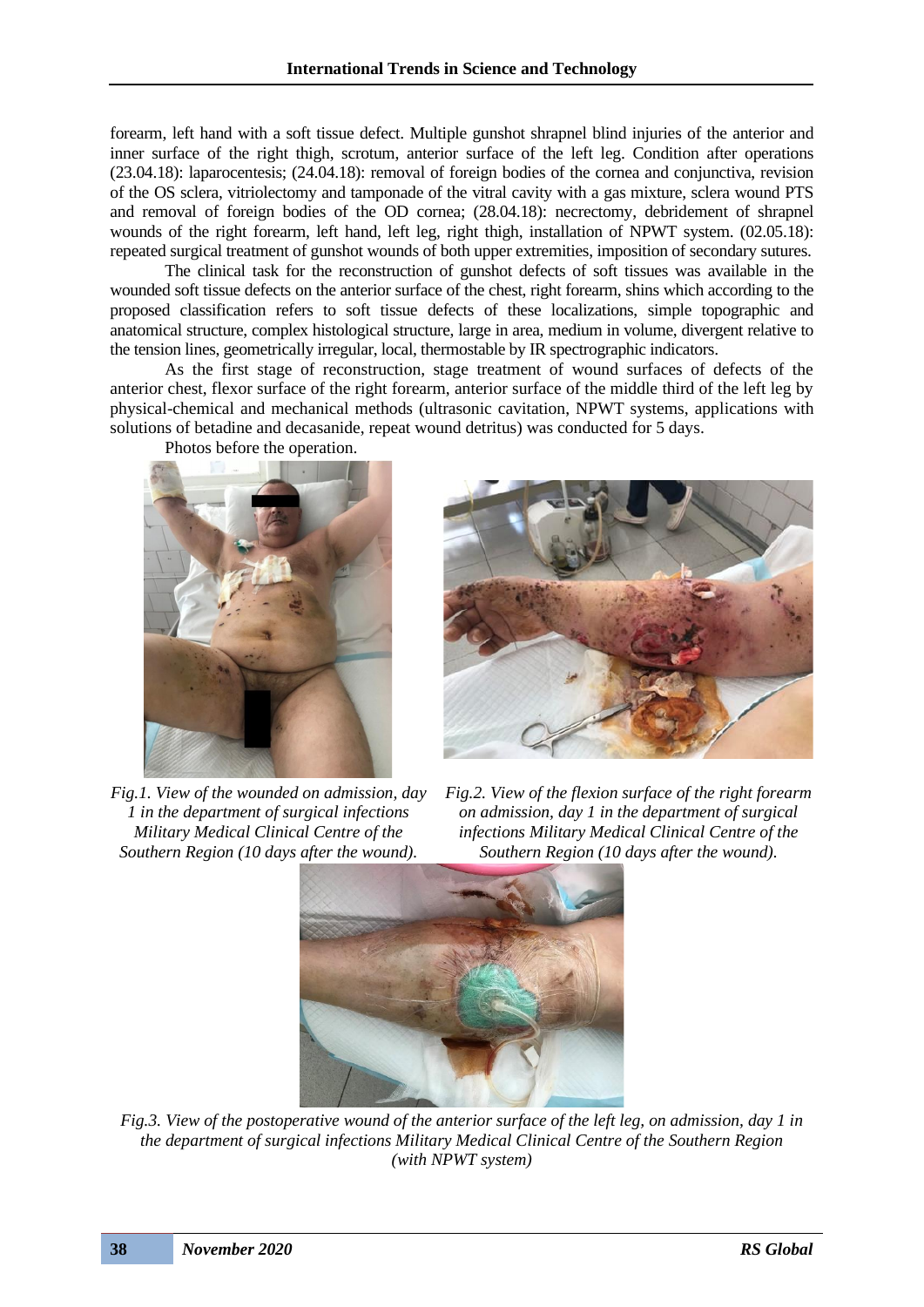forearm, left hand with a soft tissue defect. Multiple gunshot shrapnel blind injuries of the anterior and inner surface of the right thigh, scrotum, anterior surface of the left leg. Condition after operations (23.04.18): laparocentesis; (24.04.18): removal of foreign bodies of the cornea and conjunctiva, revision of the OS sclera, vitriolectomy and tamponade of the vitral cavity with a gas mixture, sclera wound PTS and removal of foreign bodies of the OD cornea; (28.04.18): necrectomy, debridement of shrapnel wounds of the right forearm, left hand, left leg, right thigh, installation of NPWT system. (02.05.18): repeated surgical treatment of gunshot wounds of both upper extremities, imposition of secondary sutures.

The clinical task for the reconstruction of gunshot defects of soft tissues was available in the wounded soft tissue defects on the anterior surface of the chest, right forearm, shins which according to the proposed classification refers to soft tissue defects of these localizations, simple topographic and anatomical structure, complex histological structure, large in area, medium in volume, divergent relative to the tension lines, geometrically irregular, local, thermostable by IR spectrographic indicators.

As the first stage of reconstruction, stage treatment of wound surfaces of defects of the anterior chest, flexor surface of the right forearm, anterior surface of the middle third of the left leg by physical-chemical and mechanical methods (ultrasonic cavitation, NPWT systems, applications with solutions of betadine and decasanide, repeat wound detritus) was conducted for 5 days.

Photos before the operation.

*Fig.1. View of the wounded on admission, day 1 in the department of surgical infections Military Medical Clinical Centre of the Southern Region (10 days after the wound).*

*Fig.2. View of the flexion surface of the right forearm on admission, day 1 in the department of surgical infections Military Medical Clinical Centre of the Southern Region (10 days after the wound).*

*Fig.3. View of the postoperative wound of the anterior surface of the left leg, on admission, day 1 in the department of surgical infections Military Medical Clinical Centre of the Southern Region (with NPWT system)*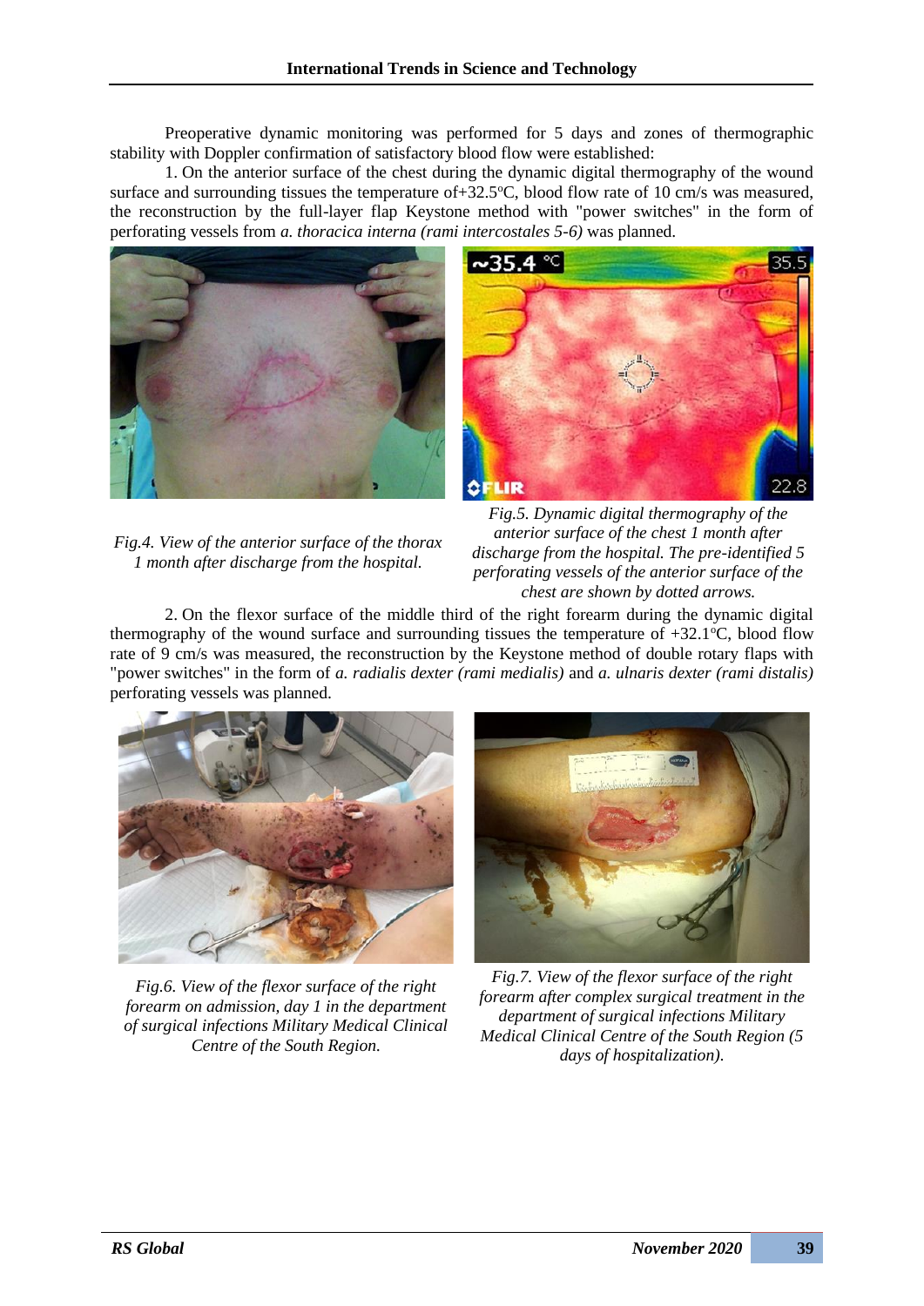Preoperative dynamic monitoring was performed for 5 days and zones of thermographic stability with Doppler confirmation of satisfactory blood flow were established:

1. On the anterior surface of the chest during the dynamic digital thermography of the wound surface and surrounding tissues the temperature of+32.5ºC, blood flow rate of 10 cm/s was measured, the reconstruction by the full-layer flap Keystone method with "power switches" in the form of perforating vessels from *a. thoracica interna (rami intercostales 5-6)* was planned.

*Fig.4. View of the anterior surface of the thorax 1 month after discharge from the hospital.*

*Fig.5. Dynamic digital thermography of the anterior surface of the chest 1 month after discharge from the hospital. The pre-identified 5 perforating vessels of the anterior surface of the chest are shown by dotted arrows.*

2. On the flexor surface of the middle third of the right forearm during the dynamic digital thermography of the wound surface and surrounding tissues the temperature of +32.1ºC, blood flow rate of 9 cm/s was measured, the reconstruction by the Keystone method of double rotary flaps with "power switches" in the form of *a. radialis dexter (rami medialis)* and *a. ulnaris dexter (rami distalis)* perforating vessels was planned.

*Fig.6. View of the flexor surface of the right forearm on admission, day 1 in the department of surgical infections Military Medical Clinical Centre of the South Region.*

*Fig.7. View of the flexor surface of the right forearm after complex surgical treatment in the department of surgical infections Military Medical Clinical Centre of the South Region (5 days of hospitalization).*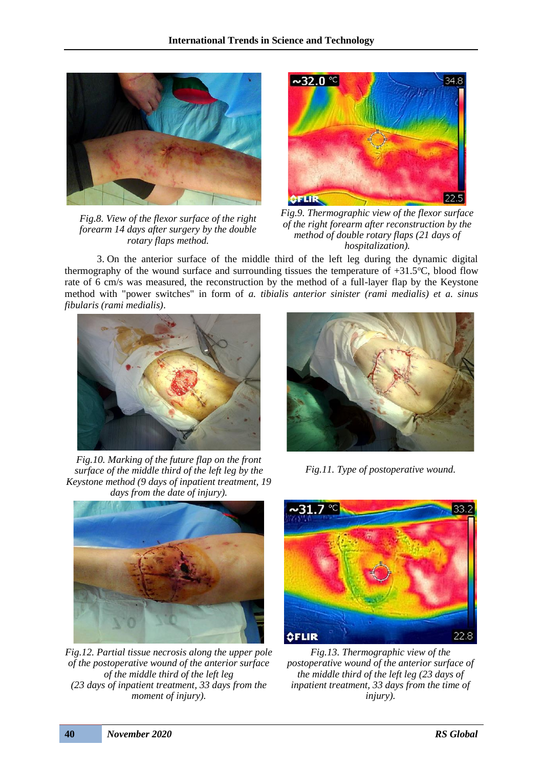*Fig.8. View of the flexor surface of the right forearm 14 days after surgery by the double rotary flaps method.*

*Fig.9. Thermographic view of the flexor surface of the right forearm after reconstruction by the method of double rotary flaps (21 days of hospitalization).*

3. On the anterior surface of the middle third of the left leg during the dynamic digital thermography of the wound surface and surrounding tissues the temperature of +31.5°C, blood flow rate of 6 cm/s was measured, the reconstruction by the method of a full-layer flap by the Keystone method with "power switches" in form of *a. tibialis anterior sinister (rami medialis) et a. sinus fibularis (rami medialis)*.

*Fig.10. Marking of the future flap on the front surface of the middle third of the left leg by the Keystone method (9 days of inpatient treatment, 19 days from the date of injury).*

*Fig.11. Type of postoperative wound.*

*Fig.12. Partial tissue necrosis along the upper pole of the postoperative wound of the anterior surface of the middle third of the left leg (23 days of inpatient treatment, 33 days from the moment of injury).*

*Fig.13. Thermographic view of the postoperative wound of the anterior surface of the middle third of the left leg (23 days of inpatient treatment, 33 days from the time of injury).*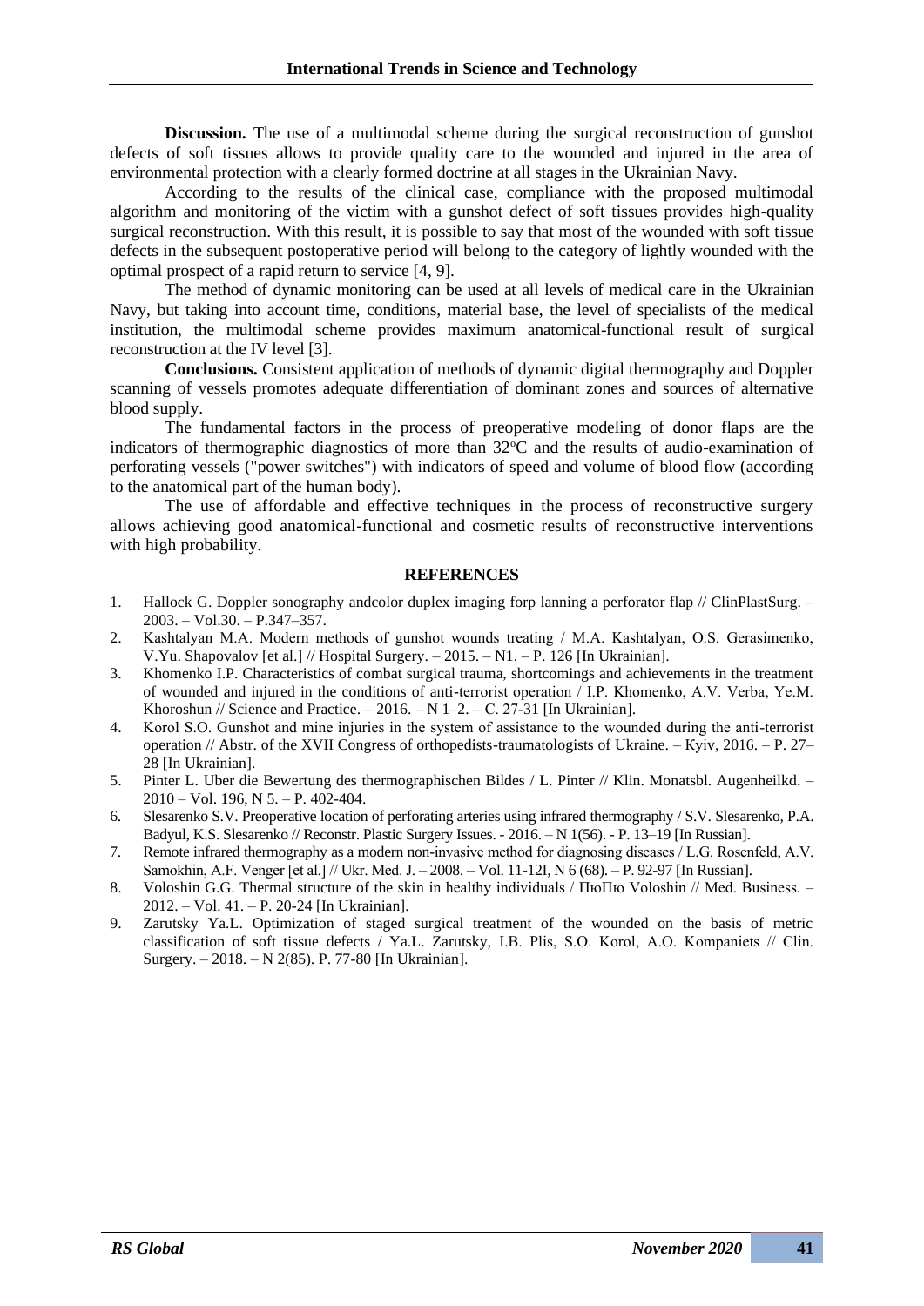**Discussion.** The use of a multimodal scheme during the surgical reconstruction of gunshot defects of soft tissues allows to provide quality care to the wounded and injured in the area of environmental protection with a clearly formed doctrine at all stages in the Ukrainian Navy.

According to the results of the clinical case, compliance with the proposed multimodal algorithm and monitoring of the victim with a gunshot defect of soft tissues provides high-quality surgical reconstruction. With this result, it is possible to say that most of the wounded with soft tissue defects in the subsequent postoperative period will belong to the category of lightly wounded with the optimal prospect of a rapid return to service [4, 9].

The method of dynamic monitoring can be used at all levels of medical care in the Ukrainian Navy, but taking into account time, conditions, material base, the level of specialists of the medical institution, the multimodal scheme provides maximum anatomical-functional result of surgical reconstruction at the IV level [3].

**Conclusions.** Consistent application of methods of dynamic digital thermography and Doppler scanning of vessels promotes adequate differentiation of dominant zones and sources of alternative blood supply.

The fundamental factors in the process of preoperative modeling of donor flaps are the indicators of thermographic diagnostics of more than 32°C and the results of audio-examination of perforating vessels ("power switches") with indicators of speed and volume of blood flow (according to the anatomical part of the human body).

The use of affordable and effective techniques in the process of reconstructive surgery allows achieving good anatomical-functional and cosmetic results of reconstructive interventions with high probability.

## REFERENCES

1. Hallock G. Doppler sonography andcolor duplex imaging forp lanning a perforator flap // ClinPlastSurg. – 2003. – Vol.30. – P.347–357.
2. Kashtalyan M.A. Modern methods of gunshot wounds treating / M.A. Kashtalyan, O.S. Gerasimenko, V.Yu. Shapovalov [et al.] // Hospital Surgery. – 2015. – N1. – P. 126 [In Ukrainian].
3. Khomenko I.P. Characteristics of combat surgical trauma, shortcomings and achievements in the treatment of wounded and injured in the conditions of anti-terrorist operation / I.P. Khomenko, A.V. Verba, Ye.M. Khoroshun // Science and Practice. – 2016. – N 1–2. – C. 27-31 [In Ukrainian].
4. Korol S.O. Gunshot and mine injuries in the system of assistance to the wounded during the anti-terrorist operation // Abstr. of the XVII Congress of orthopedists-traumatologists of Ukraine. – Kyiv, 2016. – P. 27–28 [In Ukrainian].
5. Pinter L. Uber die Bewertung des thermographischen Bildes / L. Pinter // Klin. Monatsbl. Augenheilkd. – 2010 – Vol. 196, N 5. – P. 402-404.
6. Slesarenko S.V. Preoperative location of perforating arteries using infrared thermography / S.V. Slesarenko, P.A. Badyul, K.S. Slesarenko // Reconstr. Plastic Surgery Issues. - 2016. – N 1(56). - P. 13–19 [In Russian].
7. Remote infrared thermography as a modern non-invasive method for diagnosing diseases / L.G. Rosenfeld, A.V. Samokhin, A.F. Venger [et al.] // Ukr. Med. J. – 2008. – Vol. 11-12I, N 6 (68). – P. 92-97 [In Russian].
8. Voloshin G.G. Thermal structure of the skin in healthy individuals / ПюПю Voloshin // Med. Business. – 2012. – Vol. 41. – P. 20-24 [In Ukrainian].
9. Zarutsky Ya.L. Optimization of staged surgical treatment of the wounded on the basis of metric classification of soft tissue defects / Ya.L. Zarutsky, I.B. Plis, S.O. Korol, A.O. Kompaniets // Clin. Surgery. – 2018. – N 2(85). P. 77-80 [In Ukrainian].